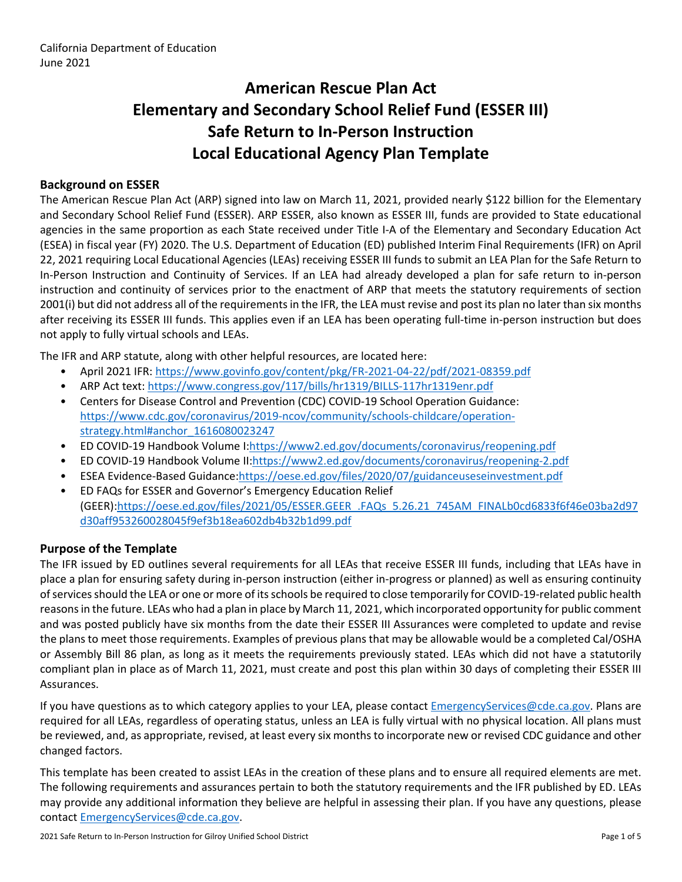California Department of Education
June 2021

# American Rescue Plan Act Elementary and Secondary School Relief Fund (ESSER III) Safe Return to In-Person Instruction Local Educational Agency Plan Template

## Background on ESSER

The American Rescue Plan Act (ARP) signed into law on March 11, 2021, provided nearly $122 billion for the Elementary and Secondary School Relief Fund (ESSER). ARP ESSER, also known as ESSER III, funds are provided to State educational agencies in the same proportion as each State received under Title I-A of the Elementary and Secondary Education Act (ESEA) in fiscal year (FY) 2020. The U.S. Department of Education (ED) published Interim Final Requirements (IFR) on April 22, 2021 requiring Local Educational Agencies (LEAs) receiving ESSER III funds to submit an LEA Plan for the Safe Return to In-Person Instruction and Continuity of Services. If an LEA had already developed a plan for safe return to in-person instruction and continuity of services prior to the enactment of ARP that meets the statutory requirements of section 2001(i) but did not address all of the requirements in the IFR, the LEA must revise and post its plan no later than six months after receiving its ESSER III funds. This applies even if an LEA has been operating full-time in-person instruction but does not apply to fully virtual schools and LEAs.

The IFR and ARP statute, along with other helpful resources, are located here:

- April 2021 IFR: https://www.govinfo.gov/content/pkg/FR-2021-04-22/pdf/2021-08359.pdf
- ARP Act text: https://www.congress.gov/117/bills/hr1319/BILLS-117hr1319enr.pdf
- Centers for Disease Control and Prevention (CDC) COVID-19 School Operation Guidance: https://www.cdc.gov/coronavirus/2019-ncov/community/schools-childcare/operation-strategy.html#anchor_1616080023247
- ED COVID-19 Handbook Volume I:https://www2.ed.gov/documents/coronavirus/reopening.pdf
- ED COVID-19 Handbook Volume II:https://www2.ed.gov/documents/coronavirus/reopening-2.pdf
- ESEA Evidence-Based Guidance:https://oese.ed.gov/files/2020/07/guidanceuseseinvestment.pdf
- ED FAQs for ESSER and Governor's Emergency Education Relief (GEER):https://oese.ed.gov/files/2021/05/ESSER.GEER_.FAQs_5.26.21_745AM_FINALb0cd6833f6f46e03ba2d97d30aff953260028045f9ef3b18ea602db4b32b1d99.pdf

## Purpose of the Template

The IFR issued by ED outlines several requirements for all LEAs that receive ESSER III funds, including that LEAs have in place a plan for ensuring safety during in-person instruction (either in-progress or planned) as well as ensuring continuity of services should the LEA or one or more of its schools be required to close temporarily for COVID-19-related public health reasons in the future. LEAs who had a plan in place by March 11, 2021, which incorporated opportunity for public comment and was posted publicly have six months from the date their ESSER III Assurances were completed to update and revise the plans to meet those requirements. Examples of previous plans that may be allowable would be a completed Cal/OSHA or Assembly Bill 86 plan, as long as it meets the requirements previously stated. LEAs which did not have a statutorily compliant plan in place as of March 11, 2021, must create and post this plan within 30 days of completing their ESSER III Assurances.

If you have questions as to which category applies to your LEA, please contact EmergencyServices@cde.ca.gov. Plans are required for all LEAs, regardless of operating status, unless an LEA is fully virtual with no physical location. All plans must be reviewed, and, as appropriate, revised, at least every six months to incorporate new or revised CDC guidance and other changed factors.

This template has been created to assist LEAs in the creation of these plans and to ensure all required elements are met. The following requirements and assurances pertain to both the statutory requirements and the IFR published by ED. LEAs may provide any additional information they believe are helpful in assessing their plan. If you have any questions, please contact EmergencyServices@cde.ca.gov.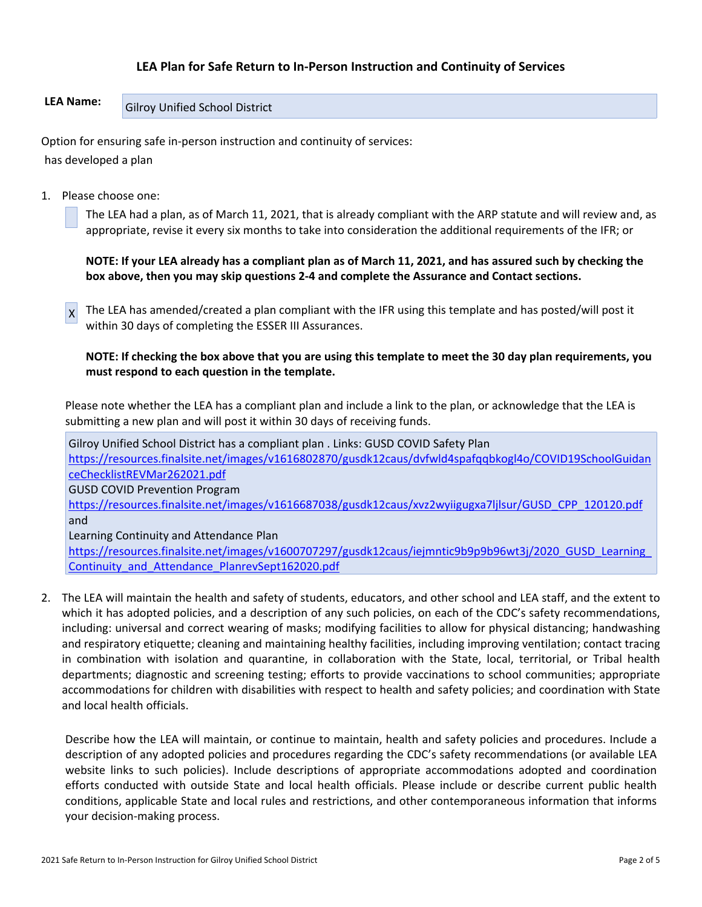### LEA Plan for Safe Return to In-Person Instruction and Continuity of Services

**LEA Name:** Gilroy Unified School District

Option for ensuring safe in-person instruction and continuity of services:

has developed a plan

1. Please choose one:

   [ ] The LEA had a plan, as of March 11, 2021, that is already compliant with the ARP statute and will review and, as appropriate, revise it every six months to take into consideration the additional requirements of the IFR; or

   **NOTE: If your LEA already has a compliant plan as of March 11, 2021, and has assured such by checking the box above, then you may skip questions 2-4 and complete the Assurance and Contact sections.**

   [X] The LEA has amended/created a plan compliant with the IFR using this template and has posted/will post it within 30 days of completing the ESSER III Assurances.

   **NOTE: If checking the box above that you are using this template to meet the 30 day plan requirements, you must respond to each question in the template.**

   Please note whether the LEA has a compliant plan and include a link to the plan, or acknowledge that the LEA is submitting a new plan and will post it within 30 days of receiving funds.

   Gilroy Unified School District has a compliant plan . Links: GUSD COVID Safety Plan
   https://resources.finalsite.net/images/v1616802870/gusdk12caus/dvfwld4spafqqbkogl4o/COVID19SchoolGuidanceChecklistREVMar262021.pdf
   GUSD COVID Prevention Program
   https://resources.finalsite.net/images/v1616687038/gusdk12caus/xvz2wyiigugxa7ljlsur/GUSD_CPP_120120.pdf
   and
   Learning Continuity and Attendance Plan
   https://resources.finalsite.net/images/v1600707297/gusdk12caus/iejmntic9b9p9b96wt3j/2020_GUSD_Learning_Continuity_and_Attendance_PlanrevSept162020.pdf

2. The LEA will maintain the health and safety of students, educators, and other school and LEA staff, and the extent to which it has adopted policies, and a description of any such policies, on each of the CDC's safety recommendations, including: universal and correct wearing of masks; modifying facilities to allow for physical distancing; handwashing and respiratory etiquette; cleaning and maintaining healthy facilities, including improving ventilation; contact tracing in combination with isolation and quarantine, in collaboration with the State, local, territorial, or Tribal health departments; diagnostic and screening testing; efforts to provide vaccinations to school communities; appropriate accommodations for children with disabilities with respect to health and safety policies; and coordination with State and local health officials.

   Describe how the LEA will maintain, or continue to maintain, health and safety policies and procedures. Include a description of any adopted policies and procedures regarding the CDC's safety recommendations (or available LEA website links to such policies). Include descriptions of appropriate accommodations adopted and coordination efforts conducted with outside State and local health officials. Please include or describe current public health conditions, applicable State and local rules and restrictions, and other contemporaneous information that informs your decision-making process.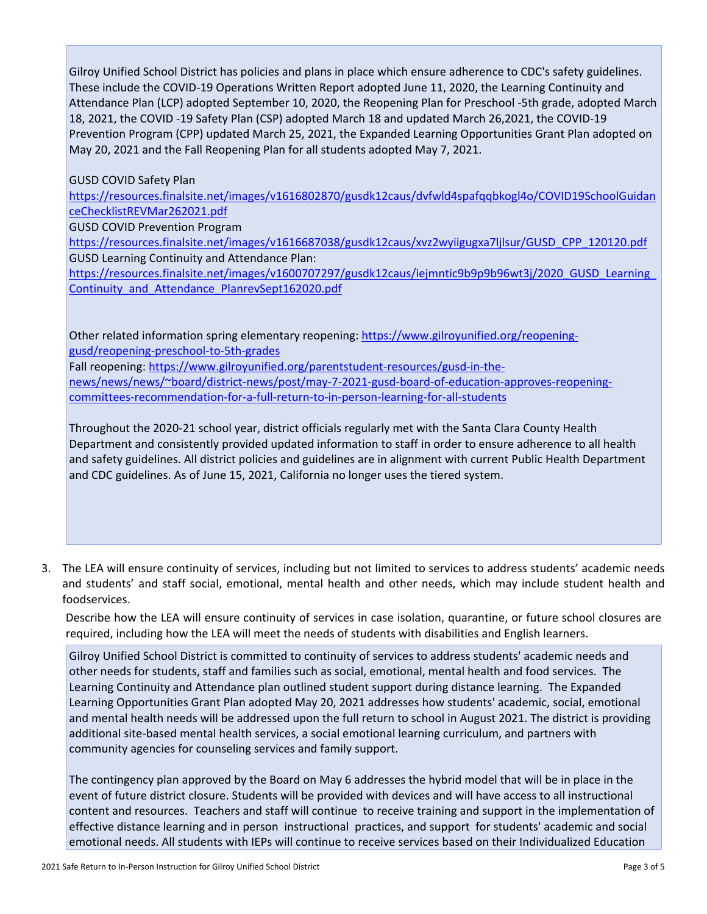Gilroy Unified School District has policies and plans in place which ensure adherence to CDC's safety guidelines. These include the COVID-19 Operations Written Report adopted June 11, 2020, the Learning Continuity and Attendance Plan (LCP) adopted September 10, 2020, the Reopening Plan for Preschool -5th grade, adopted March 18, 2021, the COVID -19 Safety Plan (CSP) adopted March 18 and updated March 26,2021, the COVID-19 Prevention Program (CPP) updated March 25, 2021, the Expanded Learning Opportunities Grant Plan adopted on May 20, 2021 and the Fall Reopening Plan for all students adopted May 7, 2021.

GUSD COVID Safety Plan
https://resources.finalsite.net/images/v1616802870/gusdk12caus/dvfwld4spafqqbkogl4o/COVID19SchoolGuidanceChecklistREVMar262021.pdf
GUSD COVID Prevention Program
https://resources.finalsite.net/images/v1616687038/gusdk12caus/xvz2wyiigugxa7ljlsur/GUSD_CPP_120120.pdf
GUSD Learning Continuity and Attendance Plan:
https://resources.finalsite.net/images/v1600707297/gusdk12caus/iejmntic9b9p9b96wt3j/2020_GUSD_Learning_Continuity_and_Attendance_PlanrevSept162020.pdf

Other related information spring elementary reopening: https://www.gilroyunified.org/reopening-gusd/reopening-preschool-to-5th-grades
Fall reopening: https://www.gilroyunified.org/parentstudent-resources/gusd-in-the-news/news/news/~board/district-news/post/may-7-2021-gusd-board-of-education-approves-reopening-committees-recommendation-for-a-full-return-to-in-person-learning-for-all-students

Throughout the 2020-21 school year, district officials regularly met with the Santa Clara County Health Department and consistently provided updated information to staff in order to ensure adherence to all health and safety guidelines. All district policies and guidelines are in alignment with current Public Health Department and CDC guidelines. As of June 15, 2021, California no longer uses the tiered system.

3. The LEA will ensure continuity of services, including but not limited to services to address students' academic needs and students' and staff social, emotional, mental health and other needs, which may include student health and foodservices.

   Describe how the LEA will ensure continuity of services in case isolation, quarantine, or future school closures are required, including how the LEA will meet the needs of students with disabilities and English learners.

Gilroy Unified School District is committed to continuity of services to address students' academic needs and other needs for students, staff and families such as social, emotional, mental health and food services. The Learning Continuity and Attendance plan outlined student support during distance learning. The Expanded Learning Opportunities Grant Plan adopted May 20, 2021 addresses how students' academic, social, emotional and mental health needs will be addressed upon the full return to school in August 2021. The district is providing additional site-based mental health services, a social emotional learning curriculum, and partners with community agencies for counseling services and family support.

The contingency plan approved by the Board on May 6 addresses the hybrid model that will be in place in the event of future district closure. Students will be provided with devices and will have access to all instructional content and resources. Teachers and staff will continue to receive training and support in the implementation of effective distance learning and in person instructional practices, and support for students' academic and social emotional needs. All students with IEPs will continue to receive services based on their Individualized Education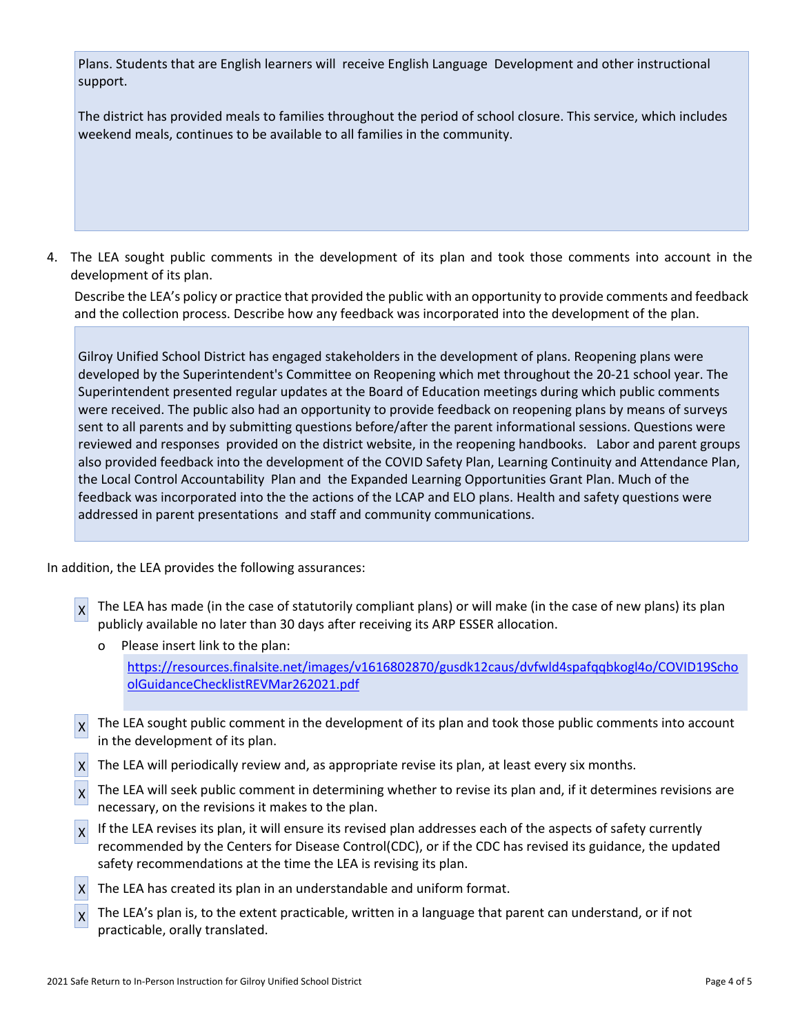Plans. Students that are English learners will receive English Language Development and other instructional support.

The district has provided meals to families throughout the period of school closure. This service, which includes weekend meals, continues to be available to all families in the community.

4. The LEA sought public comments in the development of its plan and took those comments into account in the development of its plan.

   Describe the LEA's policy or practice that provided the public with an opportunity to provide comments and feedback and the collection process. Describe how any feedback was incorporated into the development of the plan.

   Gilroy Unified School District has engaged stakeholders in the development of plans. Reopening plans were developed by the Superintendent's Committee on Reopening which met throughout the 20-21 school year. The Superintendent presented regular updates at the Board of Education meetings during which public comments were received. The public also had an opportunity to provide feedback on reopening plans by means of surveys sent to all parents and by submitting questions before/after the parent informational sessions. Questions were reviewed and responses provided on the district website, in the reopening handbooks. Labor and parent groups also provided feedback into the development of the COVID Safety Plan, Learning Continuity and Attendance Plan, the Local Control Accountability Plan and the Expanded Learning Opportunities Grant Plan. Much of the feedback was incorporated into the the actions of the LCAP and ELO plans. Health and safety questions were addressed in parent presentations and staff and community communications.

In addition, the LEA provides the following assurances:

- X The LEA has made (in the case of statutorily compliant plans) or will make (in the case of new plans) its plan publicly available no later than 30 days after receiving its ARP ESSER allocation.
  - Please insert link to the plan:

    https://resources.finalsite.net/images/v1616802870/gusdk12caus/dvfwld4spafqqbkogl4o/COVID19SchoolGuidanceChecklistREVMar262021.pdf
- X The LEA sought public comment in the development of its plan and took those public comments into account in the development of its plan.
- X The LEA will periodically review and, as appropriate revise its plan, at least every six months.
- X The LEA will seek public comment in determining whether to revise its plan and, if it determines revisions are necessary, on the revisions it makes to the plan.
- X If the LEA revises its plan, it will ensure its revised plan addresses each of the aspects of safety currently recommended by the Centers for Disease Control(CDC), or if the CDC has revised its guidance, the updated safety recommendations at the time the LEA is revising its plan.
- X The LEA has created its plan in an understandable and uniform format.
- X The LEA's plan is, to the extent practicable, written in a language that parent can understand, or if not practicable, orally translated.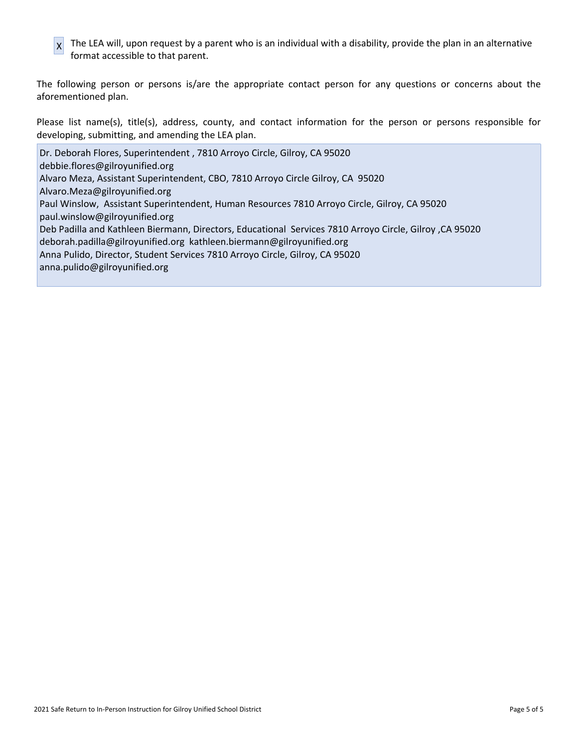X The LEA will, upon request by a parent who is an individual with a disability, provide the plan in an alternative format accessible to that parent.

The following person or persons is/are the appropriate contact person for any questions or concerns about the aforementioned plan.

Please list name(s), title(s), address, county, and contact information for the person or persons responsible for developing, submitting, and amending the LEA plan.

Dr. Deborah Flores, Superintendent , 7810 Arroyo Circle, Gilroy, CA 95020
debbie.flores@gilroyunified.org
Alvaro Meza, Assistant Superintendent, CBO, 7810 Arroyo Circle Gilroy, CA 95020
Alvaro.Meza@gilroyunified.org
Paul Winslow, Assistant Superintendent, Human Resources 7810 Arroyo Circle, Gilroy, CA 95020
paul.winslow@gilroyunified.org
Deb Padilla and Kathleen Biermann, Directors, Educational Services 7810 Arroyo Circle, Gilroy ,CA 95020
deborah.padilla@gilroyunified.org kathleen.biermann@gilroyunified.org
Anna Pulido, Director, Student Services 7810 Arroyo Circle, Gilroy, CA 95020
anna.pulido@gilroyunified.org